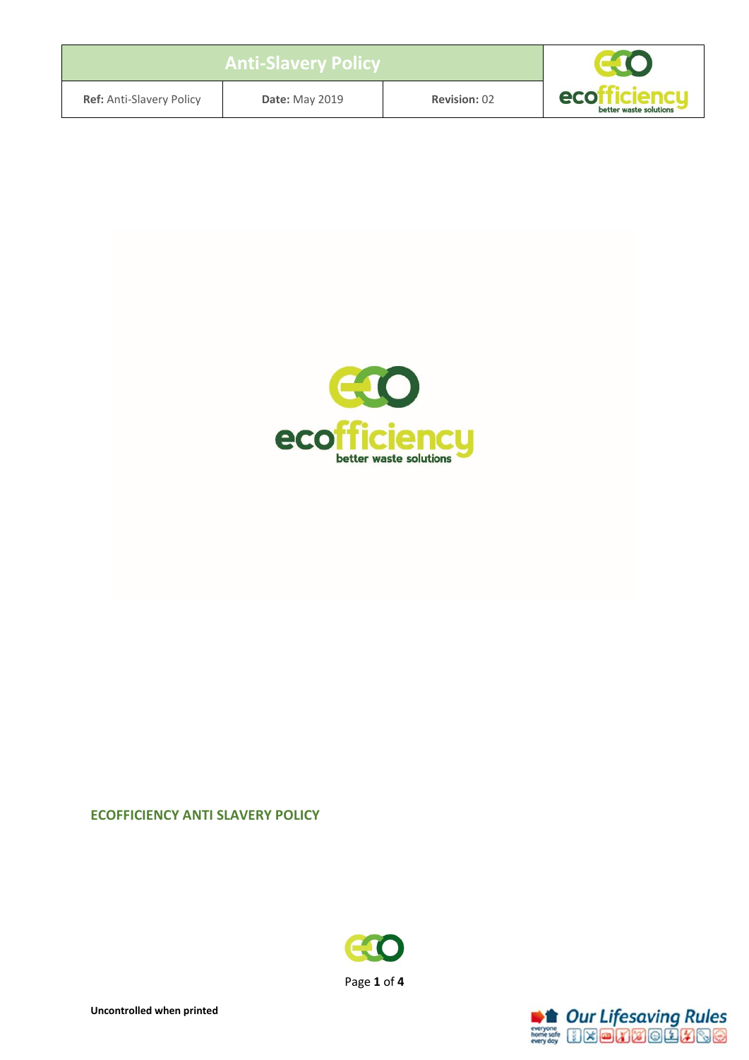| Anti-Slavery Policy | | |
| --- | --- | --- |
| **Ref:** Anti-Slavery Policy | **Date:** May 2019 | **Revision:** 02 |

**ECOFFICIENCY ANTI SLAVERY POLICY**

**Uncontrolled when printed**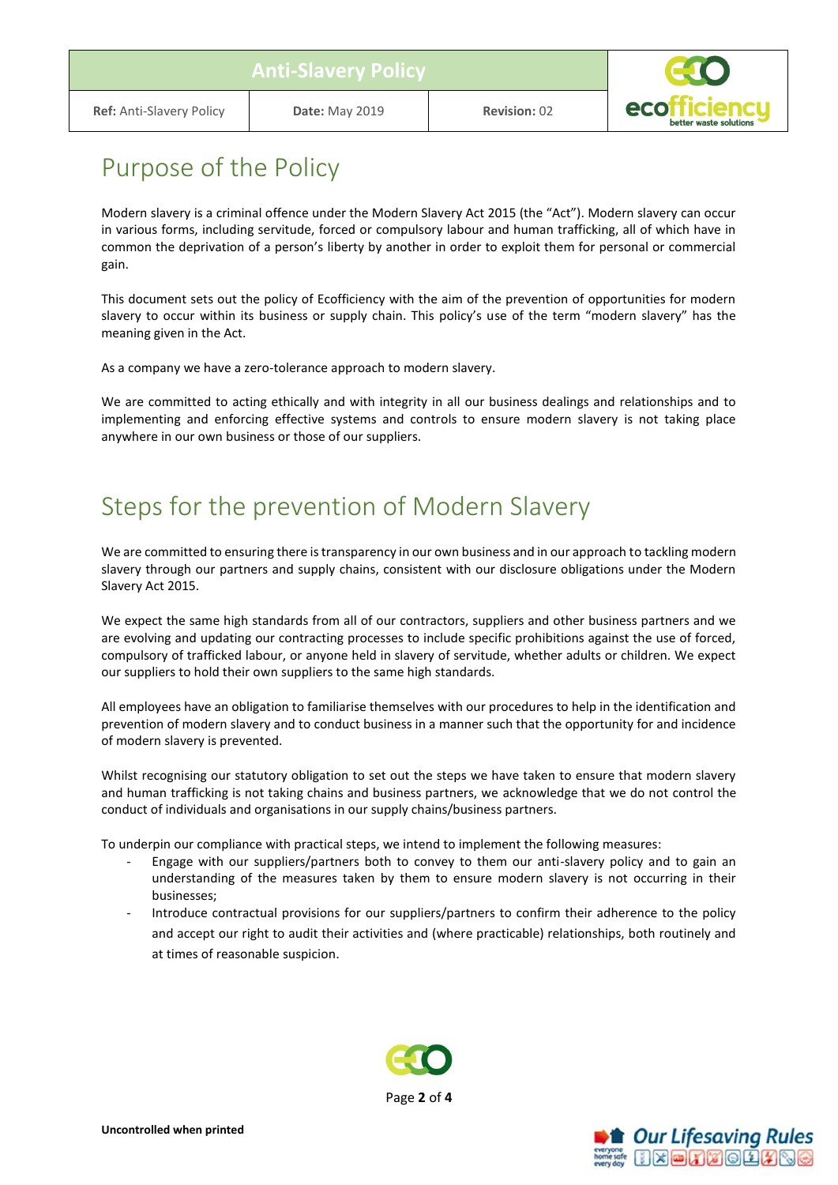# Purpose of the Policy

Modern slavery is a criminal offence under the Modern Slavery Act 2015 (the "Act"). Modern slavery can occur in various forms, including servitude, forced or compulsory labour and human trafficking, all of which have in common the deprivation of a person's liberty by another in order to exploit them for personal or commercial gain.

This document sets out the policy of Ecofficiency with the aim of the prevention of opportunities for modern slavery to occur within its business or supply chain. This policy's use of the term "modern slavery" has the meaning given in the Act.

As a company we have a zero-tolerance approach to modern slavery.

We are committed to acting ethically and with integrity in all our business dealings and relationships and to implementing and enforcing effective systems and controls to ensure modern slavery is not taking place anywhere in our own business or those of our suppliers.

# Steps for the prevention of Modern Slavery

We are committed to ensuring there is transparency in our own business and in our approach to tackling modern slavery through our partners and supply chains, consistent with our disclosure obligations under the Modern Slavery Act 2015.

We expect the same high standards from all of our contractors, suppliers and other business partners and we are evolving and updating our contracting processes to include specific prohibitions against the use of forced, compulsory of trafficked labour, or anyone held in slavery of servitude, whether adults or children. We expect our suppliers to hold their own suppliers to the same high standards.

All employees have an obligation to familiarise themselves with our procedures to help in the identification and prevention of modern slavery and to conduct business in a manner such that the opportunity for and incidence of modern slavery is prevented.

Whilst recognising our statutory obligation to set out the steps we have taken to ensure that modern slavery and human trafficking is not taking chains and business partners, we acknowledge that we do not control the conduct of individuals and organisations in our supply chains/business partners.

To underpin our compliance with practical steps, we intend to implement the following measures:

- Engage with our suppliers/partners both to convey to them our anti-slavery policy and to gain an understanding of the measures taken by them to ensure modern slavery is not occurring in their businesses;
- Introduce contractual provisions for our suppliers/partners to confirm their adherence to the policy and accept our right to audit their activities and (where practicable) relationships, both routinely and at times of reasonable suspicion.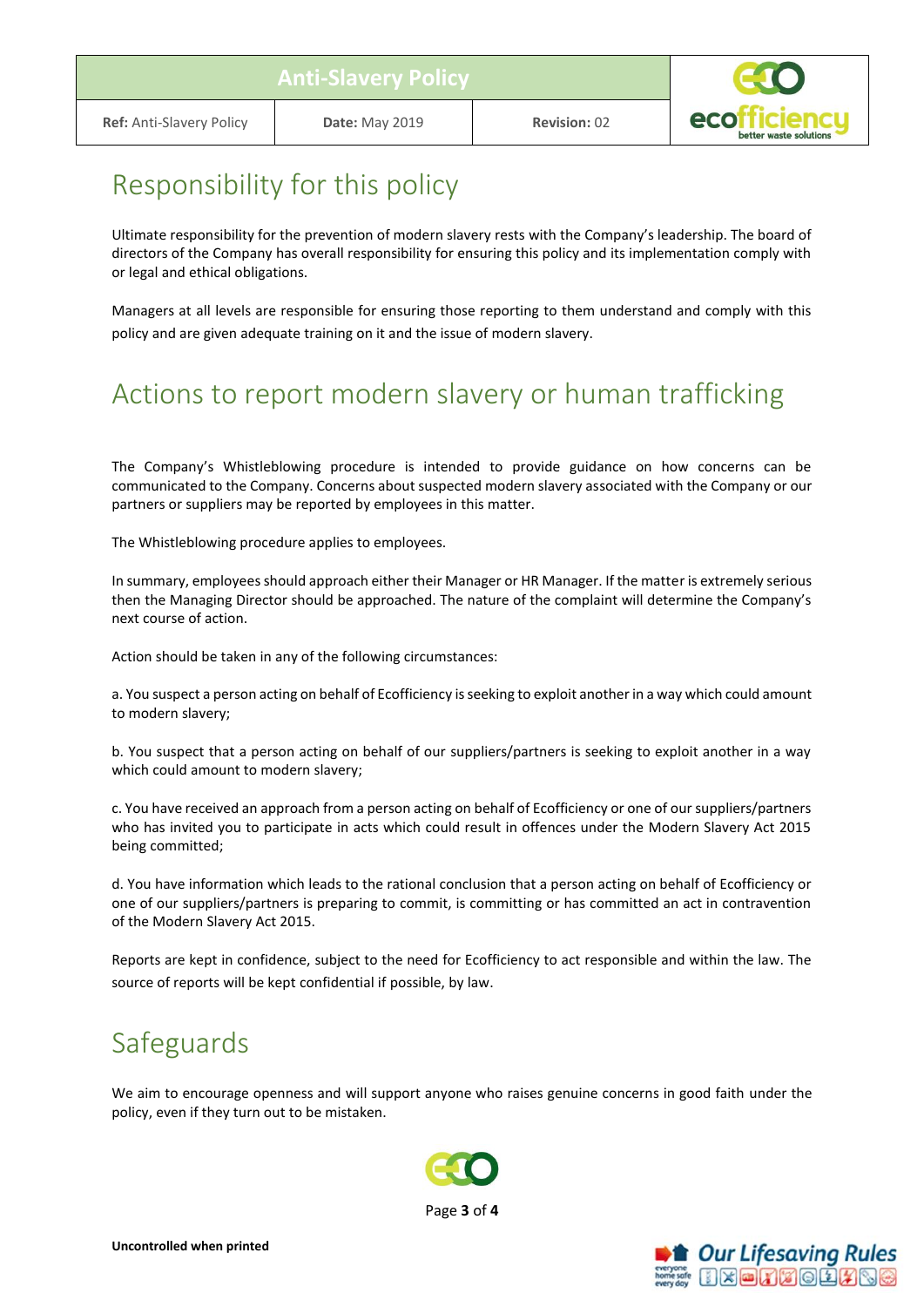## Responsibility for this policy

Ultimate responsibility for the prevention of modern slavery rests with the Company's leadership. The board of directors of the Company has overall responsibility for ensuring this policy and its implementation comply with or legal and ethical obligations.

Managers at all levels are responsible for ensuring those reporting to them understand and comply with this policy and are given adequate training on it and the issue of modern slavery.

## Actions to report modern slavery or human trafficking

The Company's Whistleblowing procedure is intended to provide guidance on how concerns can be communicated to the Company. Concerns about suspected modern slavery associated with the Company or our partners or suppliers may be reported by employees in this matter.

The Whistleblowing procedure applies to employees.

In summary, employees should approach either their Manager or HR Manager. If the matter is extremely serious then the Managing Director should be approached. The nature of the complaint will determine the Company's next course of action.

Action should be taken in any of the following circumstances:

a. You suspect a person acting on behalf of Ecofficiency is seeking to exploit another in a way which could amount to modern slavery;

b. You suspect that a person acting on behalf of our suppliers/partners is seeking to exploit another in a way which could amount to modern slavery;

c. You have received an approach from a person acting on behalf of Ecofficiency or one of our suppliers/partners who has invited you to participate in acts which could result in offences under the Modern Slavery Act 2015 being committed;

d. You have information which leads to the rational conclusion that a person acting on behalf of Ecofficiency or one of our suppliers/partners is preparing to commit, is committing or has committed an act in contravention of the Modern Slavery Act 2015.

Reports are kept in confidence, subject to the need for Ecofficiency to act responsible and within the law. The source of reports will be kept confidential if possible, by law.

## Safeguards

We aim to encourage openness and will support anyone who raises genuine concerns in good faith under the policy, even if they turn out to be mistaken.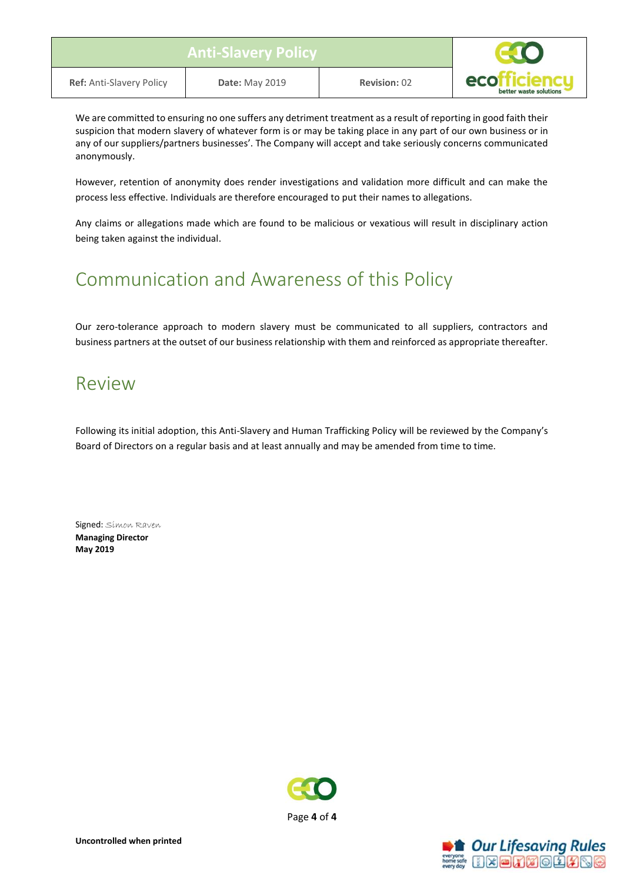We are committed to ensuring no one suffers any detriment treatment as a result of reporting in good faith their suspicion that modern slavery of whatever form is or may be taking place in any part of our own business or in any of our suppliers/partners businesses'. The Company will accept and take seriously concerns communicated anonymously.

However, retention of anonymity does render investigations and validation more difficult and can make the process less effective. Individuals are therefore encouraged to put their names to allegations.

Any claims or allegations made which are found to be malicious or vexatious will result in disciplinary action being taken against the individual.

## Communication and Awareness of this Policy

Our zero-tolerance approach to modern slavery must be communicated to all suppliers, contractors and business partners at the outset of our business relationship with them and reinforced as appropriate thereafter.

## Review

Following its initial adoption, this Anti-Slavery and Human Trafficking Policy will be reviewed by the Company's Board of Directors on a regular basis and at least annually and may be amended from time to time.

Signed: Simon Raven
**Managing Director**
**May 2019**

**Uncontrolled when printed**